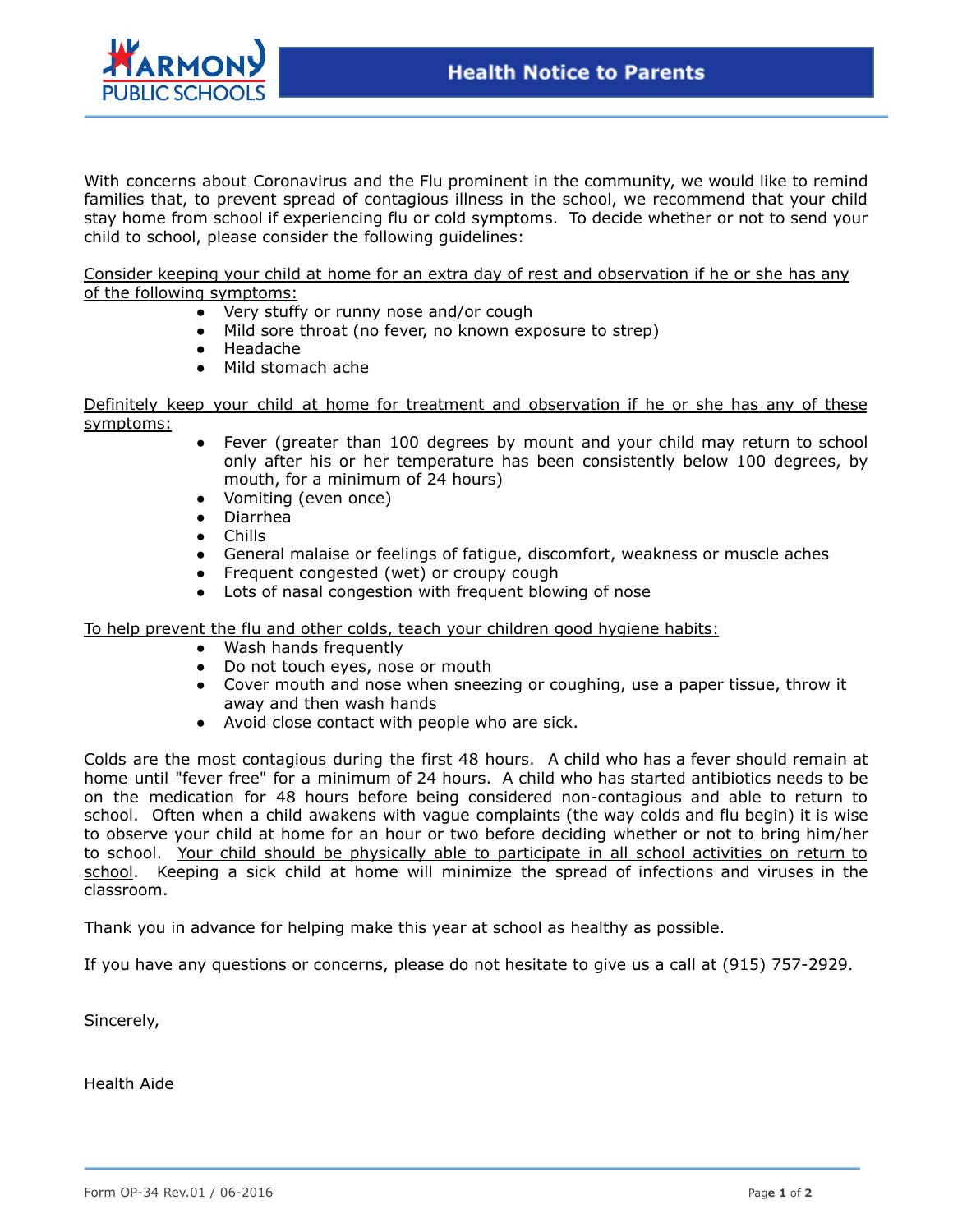# Health Notice to Parents

HARMONY PUBLIC SCHOOLS

With concerns about Coronavirus and the Flu prominent in the community, we would like to remind families that, to prevent spread of contagious illness in the school, we recommend that your child stay home from school if experiencing flu or cold symptoms. To decide whether or not to send your child to school, please consider the following guidelines:

<u>Consider keeping your child at home for an extra day of rest and observation if he or she has any of the following symptoms:</u>

- Very stuffy or runny nose and/or cough
- Mild sore throat (no fever, no known exposure to strep)
- Headache
- Mild stomach ache

<u>Definitely keep your child at home for treatment and observation if he or she has any of these symptoms:</u>

- Fever (greater than 100 degrees by mount and your child may return to school only after his or her temperature has been consistently below 100 degrees, by mouth, for a minimum of 24 hours)
- Vomiting (even once)
- Diarrhea
- Chills
- General malaise or feelings of fatigue, discomfort, weakness or muscle aches
- Frequent congested (wet) or croupy cough
- Lots of nasal congestion with frequent blowing of nose

<u>To help prevent the flu and other colds, teach your children good hygiene habits:</u>

- Wash hands frequently
- Do not touch eyes, nose or mouth
- Cover mouth and nose when sneezing or coughing, use a paper tissue, throw it away and then wash hands
- Avoid close contact with people who are sick.

Colds are the most contagious during the first 48 hours. A child who has a fever should remain at home until "fever free" for a minimum of 24 hours. A child who has started antibiotics needs to be on the medication for 48 hours before being considered non-contagious and able to return to school. Often when a child awakens with vague complaints (the way colds and flu begin) it is wise to observe your child at home for an hour or two before deciding whether or not to bring him/her to school. <u>Your child should be physically able to participate in all school activities on return to school</u>. Keeping a sick child at home will minimize the spread of infections and viruses in the classroom.

Thank you in advance for helping make this year at school as healthy as possible.

If you have any questions or concerns, please do not hesitate to give us a call at (915) 757-2929.

Sincerely,

Health Aide

Form OP-34 Rev.01 / 06-2016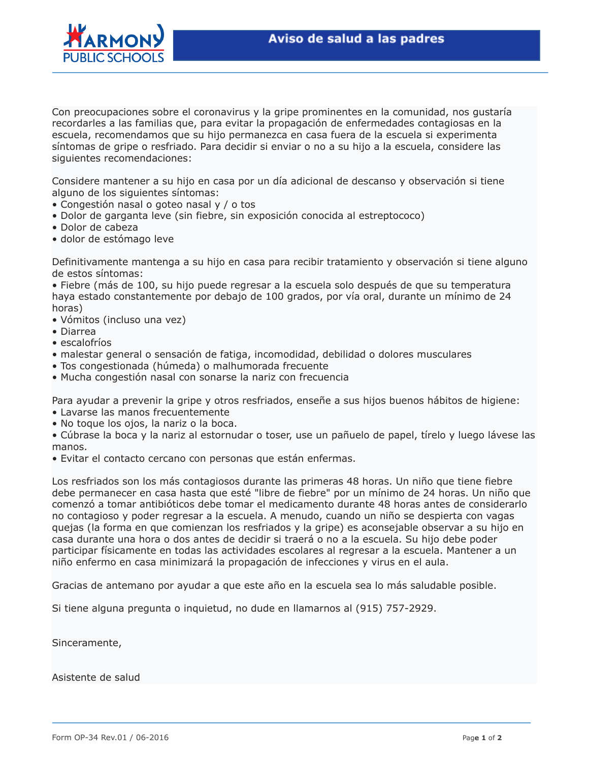# Aviso de salud a las padres

Con preocupaciones sobre el coronavirus y la gripe prominentes en la comunidad, nos gustaría recordarles a las familias que, para evitar la propagación de enfermedades contagiosas en la escuela, recomendamos que su hijo permanezca en casa fuera de la escuela si experimenta síntomas de gripe o resfriado. Para decidir si enviar o no a su hijo a la escuela, considere las siguientes recomendaciones:

Considere mantener a su hijo en casa por un día adicional de descanso y observación si tiene alguno de los siguientes síntomas:

- Congestión nasal o goteo nasal y / o tos
- Dolor de garganta leve (sin fiebre, sin exposición conocida al estreptococo)
- Dolor de cabeza
- dolor de estómago leve

Definitivamente mantenga a su hijo en casa para recibir tratamiento y observación si tiene alguno de estos síntomas:

- Fiebre (más de 100, su hijo puede regresar a la escuela solo después de que su temperatura haya estado constantemente por debajo de 100 grados, por vía oral, durante un mínimo de 24 horas)
- Vómitos (incluso una vez)
- Diarrea
- escalofríos
- malestar general o sensación de fatiga, incomodidad, debilidad o dolores musculares
- Tos congestionada (húmeda) o malhumorada frecuente
- Mucha congestión nasal con sonarse la nariz con frecuencia

Para ayudar a prevenir la gripe y otros resfriados, enseñe a sus hijos buenos hábitos de higiene:

- Lavarse las manos frecuentemente
- No toque los ojos, la nariz o la boca.
- Cúbrase la boca y la nariz al estornudar o toser, use un pañuelo de papel, tírelo y luego lávese las manos.
- Evitar el contacto cercano con personas que están enfermas.

Los resfriados son los más contagiosos durante las primeras 48 horas. Un niño que tiene fiebre debe permanecer en casa hasta que esté "libre de fiebre" por un mínimo de 24 horas. Un niño que comenzó a tomar antibióticos debe tomar el medicamento durante 48 horas antes de considerarlo no contagioso y poder regresar a la escuela. A menudo, cuando un niño se despierta con vagas quejas (la forma en que comienzan los resfriados y la gripe) es aconsejable observar a su hijo en casa durante una hora o dos antes de decidir si traerá o no a la escuela. Su hijo debe poder participar físicamente en todas las actividades escolares al regresar a la escuela. Mantener a un niño enfermo en casa minimizará la propagación de infecciones y virus en el aula.

Gracias de antemano por ayudar a que este año en la escuela sea lo más saludable posible.

Si tiene alguna pregunta o inquietud, no dude en llamarnos al (915) 757-2929.

Sinceramente,

Asistente de salud

Form OP-34 Rev.01 / 06-2016